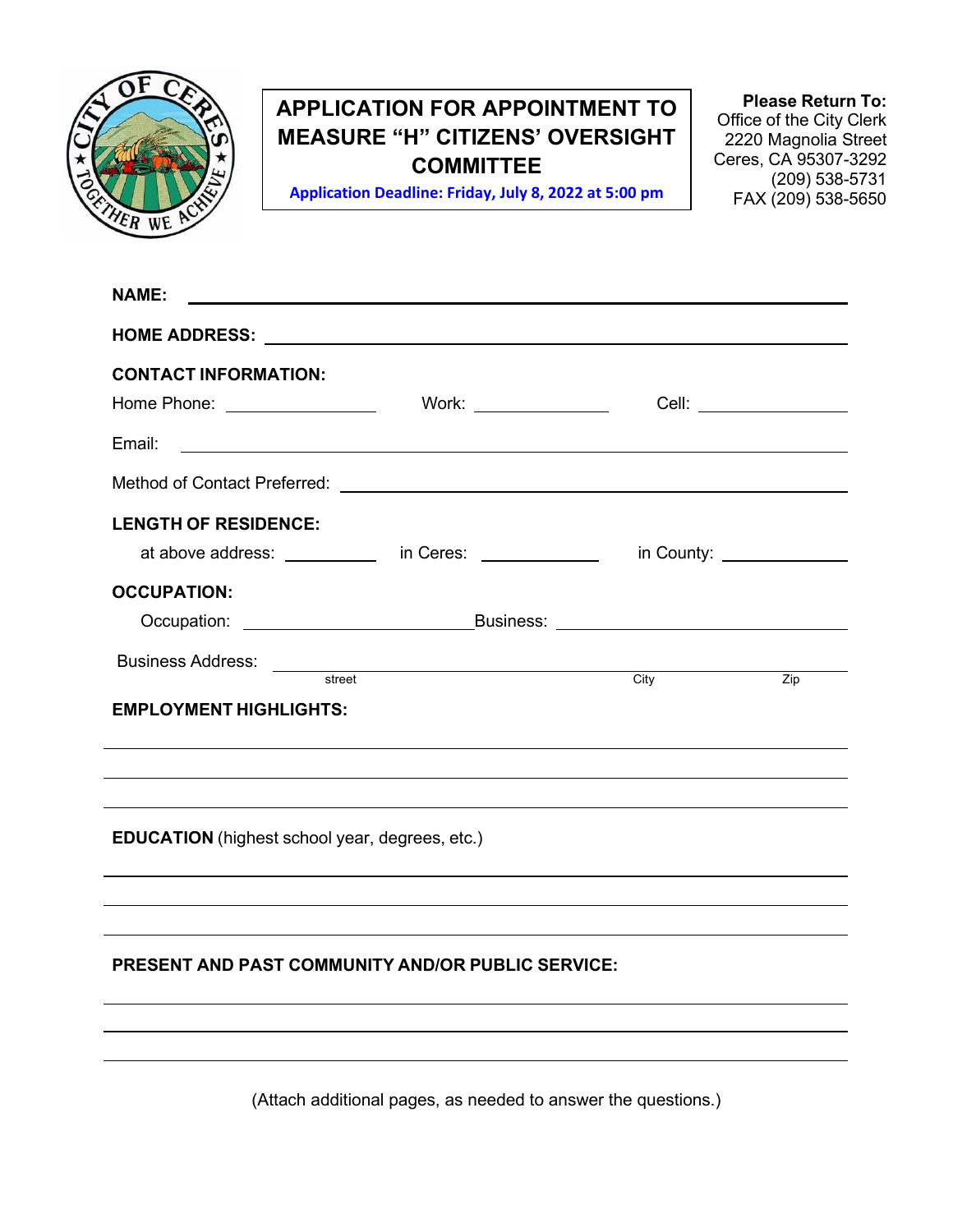# APPLICATION FOR APPOINTMENT TO MEASURE "H" CITIZENS' OVERSIGHT COMMITTEE

**Application Deadline: Friday, July 8, 2022 at 5:00 pm**

**Please Return To:**
Office of the City Clerk
2220 Magnolia Street
Ceres, CA 95307-3292
(209) 538-5731
FAX (209) 538-5650

**NAME:** ______________________________________________

**HOME ADDRESS:** ______________________________________________

**CONTACT INFORMATION:**

Home Phone: ______________ Work: ______________ Cell: ______________

Email: ______________________________________________

Method of Contact Preferred: ______________________________________________

**LENGTH OF RESIDENCE:**

at above address: __________ in Ceres: __________ in County: __________

**OCCUPATION:**

Occupation: ______________________ Business: ______________________

Business Address: ______________________________________________
street City Zip

**EMPLOYMENT HIGHLIGHTS:**

______________________________________________

______________________________________________

______________________________________________

**EDUCATION** (highest school year, degrees, etc.)

______________________________________________

______________________________________________

______________________________________________

**PRESENT AND PAST COMMUNITY AND/OR PUBLIC SERVICE:**

______________________________________________

______________________________________________

______________________________________________

(Attach additional pages, as needed to answer the questions.)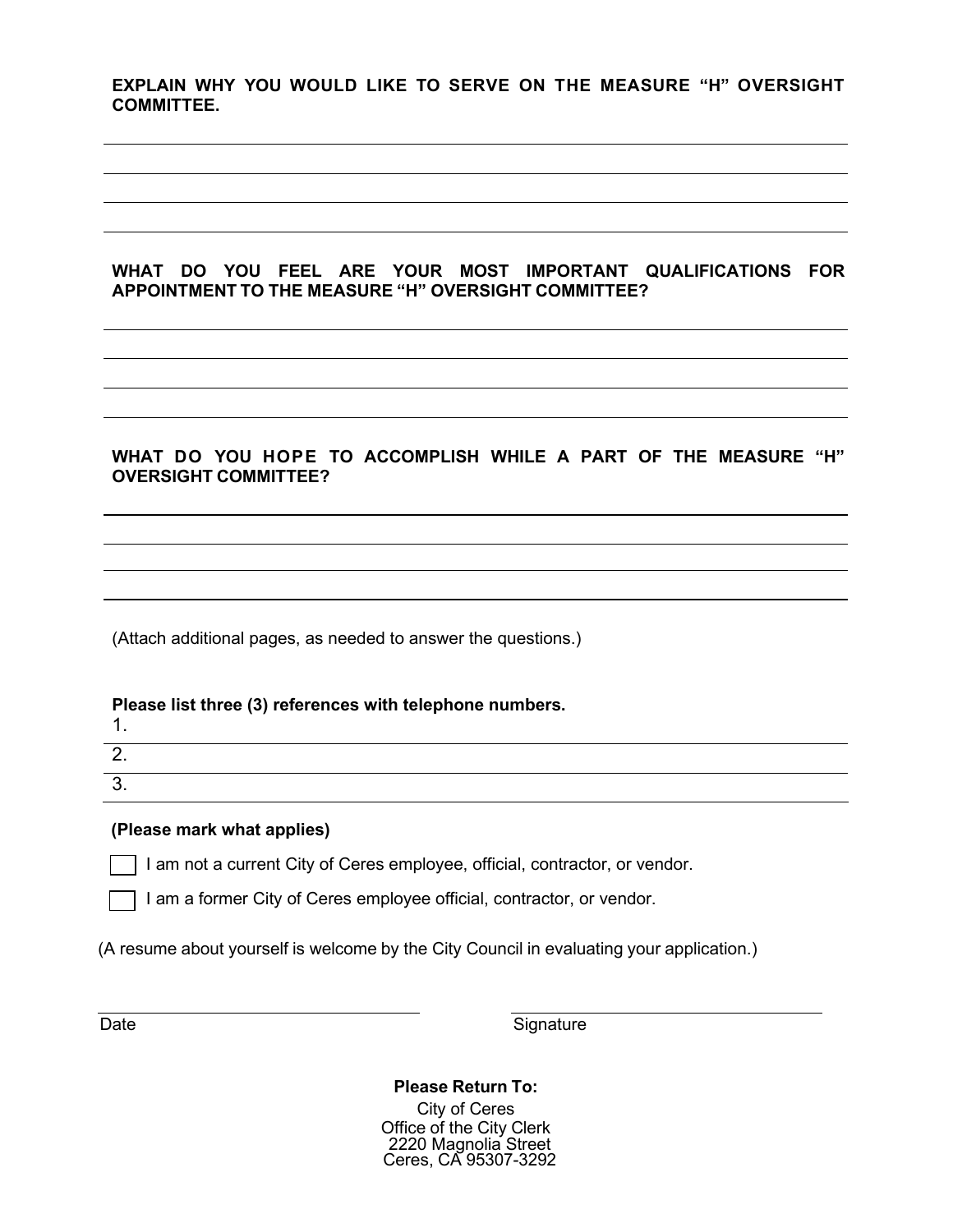**EXPLAIN WHY YOU WOULD LIKE TO SERVE ON THE MEASURE "H" OVERSIGHT COMMITTEE.**

**WHAT DO YOU FEEL ARE YOUR MOST IMPORTANT QUALIFICATIONS FOR APPOINTMENT TO THE MEASURE "H" OVERSIGHT COMMITTEE?**

**WHAT DO YOU HOPE TO ACCOMPLISH WHILE A PART OF THE MEASURE "H" OVERSIGHT COMMITTEE?**

(Attach additional pages, as needed to answer the questions.)

**Please list three (3) references with telephone numbers.**

1.
2.
3.

**(Please mark what applies)**

- ☐ I am not a current City of Ceres employee, official, contractor, or vendor.
- ☐ I am a former City of Ceres employee official, contractor, or vendor.

(A resume about yourself is welcome by the City Council in evaluating your application.)

Date

Signature

**Please Return To:**

City of Ceres
Office of the City Clerk
2220 Magnolia Street
Ceres, CA 95307-3292